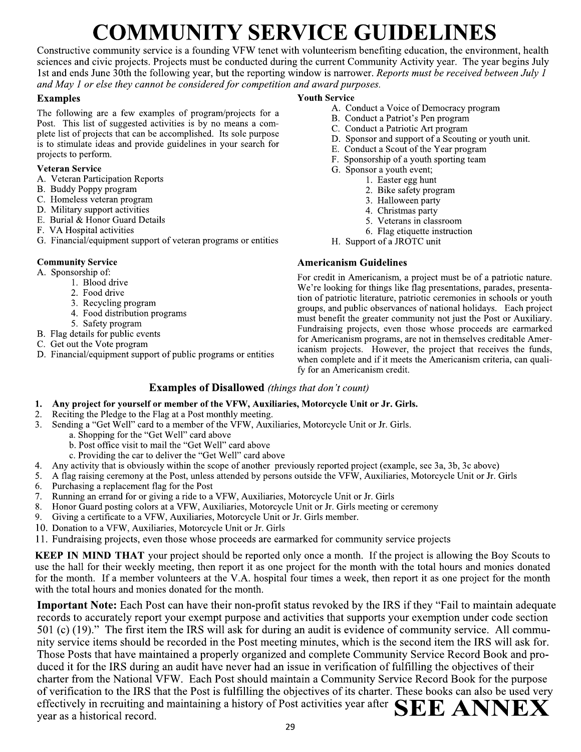# COMMUNITY SERVICE GUIDELINES

Constructive community service is a founding VFW tenet with volunteerism benefiting education, the environment, health sciences and civic projects. Projects must be conducted during the current Community Activity year. The year begins July 1st and ends June 30th the following year, but the reporting window is narrower. *Reports must be received between July 1 and May 1 or else they cannot be considered for competition and award purposes.*

### Examples

The following are a few examples of program/projects for a Post. This list of suggested activities is by no means a complete list of projects that can be accomplished. Its sole purpose is to stimulate ideas and provide guidelines in your search for projects to perform.

**Veteran Service**

A. Veteran Participation Reports
B. Buddy Poppy program
C. Homeless veteran program
D. Military support activities
E. Burial & Honor Guard Details
F. VA Hospital activities
G. Financial/equipment support of veteran programs or entities

**Community Service**

A. Sponsorship of:
   1. Blood drive
   2. Food drive
   3. Recycling program
   4. Food distribution programs
   5. Safety program
B. Flag details for public events
C. Get out the Vote program
D. Financial/equipment support of public programs or entities

**Youth Service**

A. Conduct a Voice of Democracy program
B. Conduct a Patriot's Pen program
C. Conduct a Patriotic Art program
D. Sponsor and support of a Scouting or youth unit.
E. Conduct a Scout of the Year program
F. Sponsorship of a youth sporting team
G. Sponsor a youth event;
   1. Easter egg hunt
   2. Bike safety program
   3. Halloween party
   4. Christmas party
   5. Veterans in classroom
   6. Flag etiquette instruction
H. Support of a JROTC unit

### Americanism Guidelines

For credit in Americanism, a project must be of a patriotic nature. We're looking for things like flag presentations, parades, presentation of patriotic literature, patriotic ceremonies in schools or youth groups, and public observances of national holidays. Each project must benefit the greater community not just the Post or Auxiliary. Fundraising projects, even those whose proceeds are earmarked for Americanism programs, are not in themselves creditable Americanism projects. However, the project that receives the funds, when complete and if it meets the Americanism criteria, can qualify for an Americanism credit.

### Examples of Disallowed *(things that don't count)*

1. **Any project for yourself or member of the VFW, Auxiliaries, Motorcycle Unit or Jr. Girls.**
2. Reciting the Pledge to the Flag at a Post monthly meeting.
3. Sending a "Get Well" card to a member of the VFW, Auxiliaries, Motorcycle Unit or Jr. Girls.
   a. Shopping for the "Get Well" card above
   b. Post office visit to mail the "Get Well" card above
   c. Providing the car to deliver the "Get Well" card above
4. Any activity that is obviously within the scope of another previously reported project (example, see 3a, 3b, 3c above)
5. A flag raising ceremony at the Post, unless attended by persons outside the VFW, Auxiliaries, Motorcycle Unit or Jr. Girls
6. Purchasing a replacement flag for the Post
7. Running an errand for or giving a ride to a VFW, Auxiliaries, Motorcycle Unit or Jr. Girls
8. Honor Guard posting colors at a VFW, Auxiliaries, Motorcycle Unit or Jr. Girls meeting or ceremony
9. Giving a certificate to a VFW, Auxiliaries, Motorcycle Unit or Jr. Girls member.
10. Donation to a VFW, Auxiliaries, Motorcycle Unit or Jr. Girls
11. Fundraising projects, even those whose proceeds are earmarked for community service projects

**KEEP IN MIND THAT** your project should be reported only once a month. If the project is allowing the Boy Scouts to use the hall for their weekly meeting, then report it as one project for the month with the total hours and monies donated for the month. If a member volunteers at the V.A. hospital four times a week, then report it as one project for the month with the total hours and monies donated for the month.

**Important Note:** Each Post can have their non-profit status revoked by the IRS if they "Fail to maintain adequate records to accurately report your exempt purpose and activities that supports your exemption under code section 501 (c) (19)." The first item the IRS will ask for during an audit is evidence of community service. All community service items should be recorded in the Post meeting minutes, which is the second item the IRS will ask for. Those Posts that have maintained a properly organized and complete Community Service Record Book and produced it for the IRS during an audit have never had an issue in verification of fulfilling the objectives of their charter from the National VFW. Each Post should maintain a Community Service Record Book for the purpose of verification to the IRS that the Post is fulfilling the objectives of its charter. These books can also be used very effectively in recruiting and maintaining a history of Post activities year after year as a historical record.

**SEE ANNEX**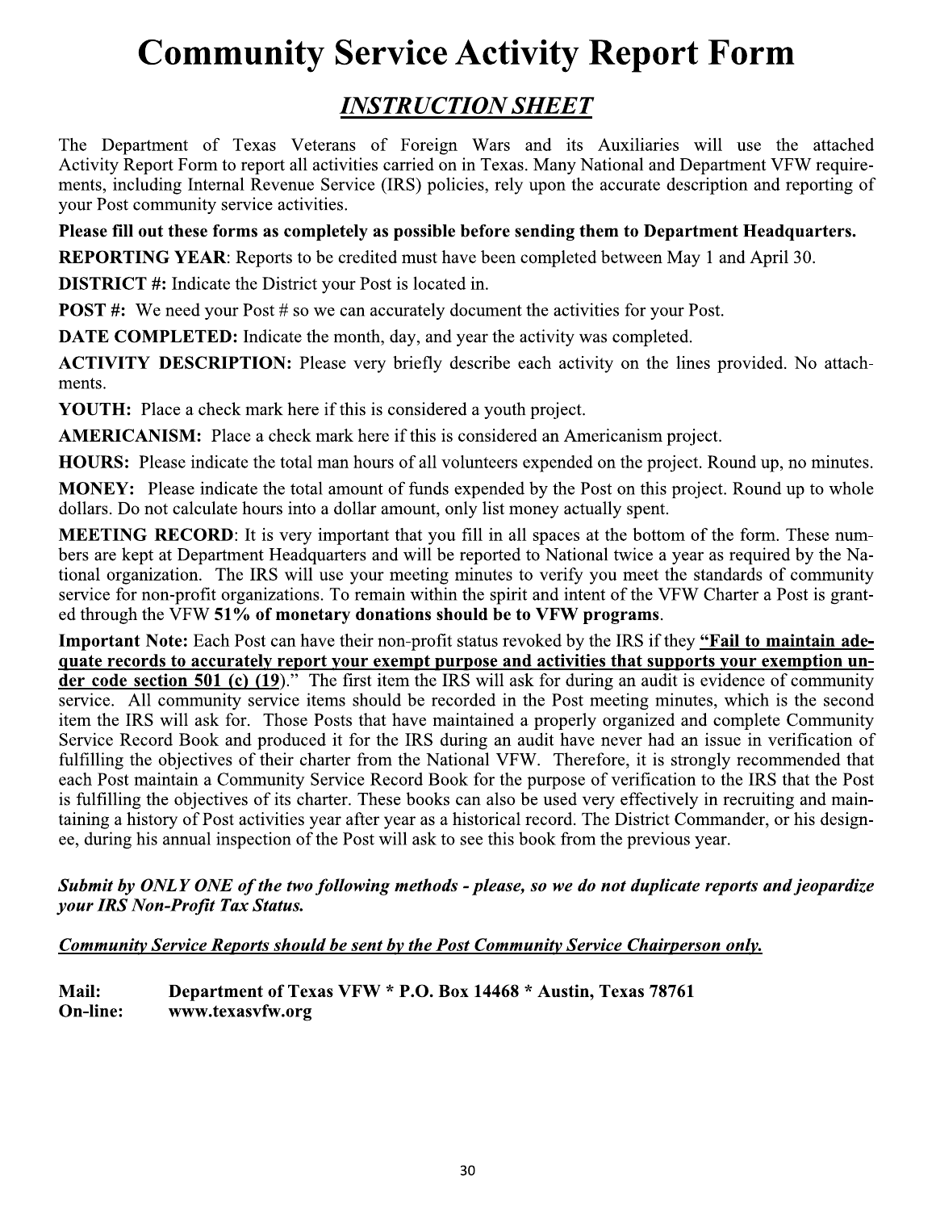# Community Service Activity Report Form

## *INSTRUCTION SHEET*

The Department of Texas Veterans of Foreign Wars and its Auxiliaries will use the attached Activity Report Form to report all activities carried on in Texas. Many National and Department VFW requirements, including Internal Revenue Service (IRS) policies, rely upon the accurate description and reporting of your Post community service activities.

**Please fill out these forms as completely as possible before sending them to Department Headquarters.**

**REPORTING YEAR**: Reports to be credited must have been completed between May 1 and April 30.

**DISTRICT #:** Indicate the District your Post is located in.

**POST #:** We need your Post # so we can accurately document the activities for your Post.

**DATE COMPLETED:** Indicate the month, day, and year the activity was completed.

**ACTIVITY DESCRIPTION:** Please very briefly describe each activity on the lines provided. No attachments.

**YOUTH:** Place a check mark here if this is considered a youth project.

**AMERICANISM:** Place a check mark here if this is considered an Americanism project.

**HOURS:** Please indicate the total man hours of all volunteers expended on the project. Round up, no minutes.

**MONEY:** Please indicate the total amount of funds expended by the Post on this project. Round up to whole dollars. Do not calculate hours into a dollar amount, only list money actually spent.

**MEETING RECORD**: It is very important that you fill in all spaces at the bottom of the form. These numbers are kept at Department Headquarters and will be reported to National twice a year as required by the National organization. The IRS will use your meeting minutes to verify you meet the standards of community service for non-profit organizations. To remain within the spirit and intent of the VFW Charter a Post is granted through the VFW **51% of monetary donations should be to VFW programs**.

**Important Note:** Each Post can have their non-profit status revoked by the IRS if they **"Fail to maintain adequate records to accurately report your exempt purpose and activities that supports your exemption under code section 501 (c) (19)**." The first item the IRS will ask for during an audit is evidence of community service. All community service items should be recorded in the Post meeting minutes, which is the second item the IRS will ask for. Those Posts that have maintained a properly organized and complete Community Service Record Book and produced it for the IRS during an audit have never had an issue in verification of fulfilling the objectives of their charter from the National VFW. Therefore, it is strongly recommended that each Post maintain a Community Service Record Book for the purpose of verification to the IRS that the Post is fulfilling the objectives of its charter. These books can also be used very effectively in recruiting and maintaining a history of Post activities year after year as a historical record. The District Commander, or his designee, during his annual inspection of the Post will ask to see this book from the previous year.

***Submit by ONLY ONE of the two following methods - please, so we do not duplicate reports and jeopardize your IRS Non-Profit Tax Status.***

***Community Service Reports should be sent by the Post Community Service Chairperson only.***

**Mail:** **Department of Texas VFW * P.O. Box 14468 * Austin, Texas 78761**

**On-line:** **www.texasvfw.org**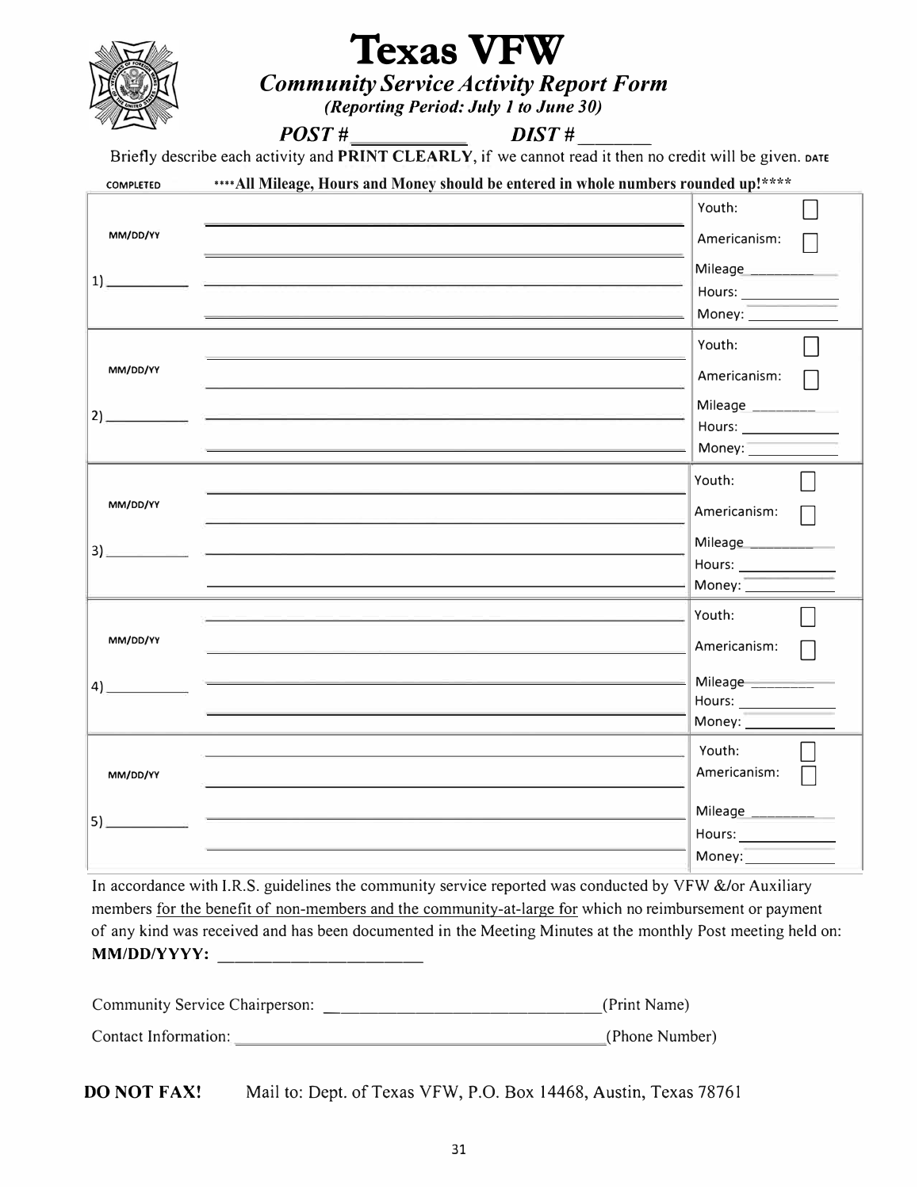# Texas VFW

***Community Service Activity Report Form***

***(Reporting Period: July 1 to June 30)***

***POST #*** ___________ ***DIST #*** _______

Briefly describe each activity and **PRINT CLEARLY**, if we cannot read it then no credit will be given.

**\*\*\*\*All Mileage, Hours and Money should be entered in whole numbers rounded up!\*\*\*\***

| DATE COMPLETED | | |
|---|---|---|
| MM/DD/YY<br>1) __________ | ________________________________________<br>________________________________________<br>________________________________________<br>________________________________________ | Youth: ☐<br>Americanism: ☐<br>Mileage ________<br>Hours: ________<br>Money: ________ |
| MM/DD/YY<br>2) __________ | ________________________________________<br>________________________________________<br>________________________________________<br>________________________________________ | Youth: ☐<br>Americanism: ☐<br>Mileage ________<br>Hours: ________<br>Money: ________ |
| MM/DD/YY<br>3) __________ | ________________________________________<br>________________________________________<br>________________________________________<br>________________________________________ | Youth: ☐<br>Americanism: ☐<br>Mileage ________<br>Hours: ________<br>Money: ________ |
| MM/DD/YY<br>4) __________ | ________________________________________<br>________________________________________<br>________________________________________<br>________________________________________ | Youth: ☐<br>Americanism: ☐<br>Mileage ________<br>Hours: ________<br>Money: ________ |
| MM/DD/YY<br>5) __________ | ________________________________________<br>________________________________________<br>________________________________________<br>________________________________________ | Youth: ☐<br>Americanism: ☐<br>Mileage ________<br>Hours: ________<br>Money: ________ |

In accordance with I.R.S. guidelines the community service reported was conducted by VFW &/or Auxiliary members for the benefit of non-members and the community-at-large for which no reimbursement or payment of any kind was received and has been documented in the Meeting Minutes at the monthly Post meeting held on: **MM/DD/YYYY:** ______________________

Community Service Chairperson: ______________________________(Print Name)

Contact Information: ________________________________________(Phone Number)

**DO NOT FAX!** Mail to: Dept. of Texas VFW, P.O. Box 14468, Austin, Texas 78761